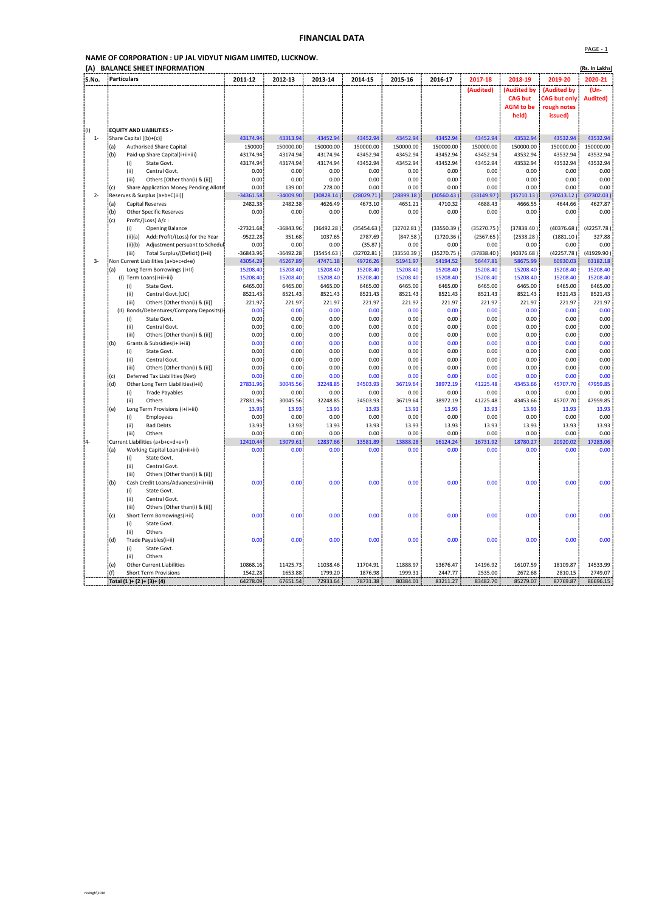# FINANCIAL DATA

**NAME OF CORPORATION : UP JAL VIDYUT NIGAM LIMITED, LUCKNOW.**

**(A) BALANCE SHEET INFORMATION** (Rs. In Lakhs)

| S.No. | Particulars | 2011-12 | 2012-13 | 2013-14 | 2014-15 | 2015-16 | 2016-17 | 2017-18 (Audited) | 2018-19 (Audited by CAG but AGM to be held) | 2019-20 (Audited by CAG but only rough notes issued) | 2020-21 (Un-Audited) |
|---|---|---|---|---|---|---|---|---|---|---|---|
| (I) | **EQUITY AND LIABILITIES :-** | | | | | | | | | | |
| 1- | Share Capital [(b)+(c)] | 43174.94 | 43313.94 | 43452.94 | 43452.94 | 43452.94 | 43452.94 | 43452.94 | 43532.94 | 43532.94 | 43532.94 |
| | (a) Authorised Share Capital | 150000 | 150000.00 | 150000.00 | 150000.00 | 150000.00 | 150000.00 | 150000.00 | 150000.00 | 150000.00 | 150000.00 |
| | (b) Paid-up Share Capital(i+ii+iii) | 43174.94 | 43174.94 | 43174.94 | 43452.94 | 43452.94 | 43452.94 | 43452.94 | 43532.94 | 43532.94 | 43532.94 |
| | (i) State Govt. | 43174.94 | 43174.94 | 43174.94 | 43452.94 | 43452.94 | 43452.94 | 43452.94 | 43532.94 | 43532.94 | 43532.94 |
| | (ii) Central Govt. | 0.00 | 0.00 | 0.00 | 0.00 | 0.00 | 0.00 | 0.00 | 0.00 | 0.00 | 0.00 |
| | (iii) Others [Other than(i) & (ii)] | 0.00 | 0.00 | 0.00 | 0.00 | 0.00 | 0.00 | 0.00 | 0.00 | 0.00 | 0.00 |
| | (c) Share Application Money Pending Allotm | 0.00 | 139.00 | 278.00 | 0.00 | 0.00 | 0.00 | 0.00 | 0.00 | 0.00 | 0.00 |
| 2- | Reserves & Surplus [a+b+C(iii)] | -34361.58 | -34009.90 | (30828.14) | (28029.71) | (28899.18) | (30560.43) | (33149.97) | (35710.13) | (37613.12) | (37302.03) |
| | (a) Capital Reserves | 2482.38 | 2482.38 | 4626.49 | 4673.10 | 4651.21 | 4710.32 | 4688.43 | 4666.55 | 4644.66 | 4627.87 |
| | (b) Other Specific Reserves | 0.00 | 0.00 | 0.00 | 0.00 | 0.00 | 0.00 | 0.00 | 0.00 | 0.00 | 0.00 |
| | (c) Profit/(Loss) A/c : | | | | | | | | | | |
| | (i) Opening Balance | -27321.68 | -36843.96 | (36492.28) | (35454.63) | (32702.81) | (33550.39) | (35270.75) | (37838.40) | (40376.68) | (42257.78) |
| | (ii)(a) Add: Profit/(Loss) for the Year | -9522.28 | 351.68 | 1037.65 | 2787.69 | (847.58) | (1720.36) | (2567.65) | (2538.28) | (1881.10) | 327.88 |
| | (ii)(b) Adjustment persuant to Schedul | 0.00 | 0.00 | 0.00 | (35.87) | 0.00 | 0.00 | 0.00 | 0.00 | 0.00 | 0.00 |
| | (iii) Total Surplus/(Deficit) (i+ii) | -36843.96 | -36492.28 | (35454.63) | (32702.81) | (33550.39) | (35270.75) | (37838.40) | (40376.68) | (42257.78) | (41929.90) |
| 3- | Non Current Liabilities (a+b+c+d+e) | 43054.29 | 45267.89 | 47471.18 | 49726.26 | 51941.97 | 54194.52 | 56447.81 | 58675.99 | 60930.03 | 63182.18 |
| | (a) Long Term Borrowings (I+II) | 15208.40 | 15208.40 | 15208.40 | 15208.40 | 15208.40 | 15208.40 | 15208.40 | 15208.40 | 15208.40 | 15208.40 |
| | (I) Term Loans(i+ii+iii) | 15208.40 | 15208.40 | 15208.40 | 15208.40 | 15208.40 | 15208.40 | 15208.40 | 15208.40 | 15208.40 | 15208.40 |
| | (i) State Govt. | 6465.00 | 6465.00 | 6465.00 | 6465.00 | 6465.00 | 6465.00 | 6465.00 | 6465.00 | 6465.00 | 6465.00 |
| | (ii) Central Govt.(LIC) | 8521.43 | 8521.43 | 8521.43 | 8521.43 | 8521.43 | 8521.43 | 8521.43 | 8521.43 | 8521.43 | 8521.43 |
| | (iii) Others [Other than(i) & (ii)] | 221.97 | 221.97 | 221.97 | 221.97 | 221.97 | 221.97 | 221.97 | 221.97 | 221.97 | 221.97 |
| | (II) Bonds/Debentures/Company Deposits(i+ | 0.00 | 0.00 | 0.00 | 0.00 | 0.00 | 0.00 | 0.00 | 0.00 | 0.00 | 0.00 |
| | (i) State Govt. | 0.00 | 0.00 | 0.00 | 0.00 | 0.00 | 0.00 | 0.00 | 0.00 | 0.00 | 0.00 |
| | (ii) Central Govt. | 0.00 | 0.00 | 0.00 | 0.00 | 0.00 | 0.00 | 0.00 | 0.00 | 0.00 | 0.00 |
| | (iii) Others [Other than(i) & (ii)] | 0.00 | 0.00 | 0.00 | 0.00 | 0.00 | 0.00 | 0.00 | 0.00 | 0.00 | 0.00 |
| | (b) Grants & Subsidies(i+ii+iii) | 0.00 | 0.00 | 0.00 | 0.00 | 0.00 | 0.00 | 0.00 | 0.00 | 0.00 | 0.00 |
| | (i) State Govt. | 0.00 | 0.00 | 0.00 | 0.00 | 0.00 | 0.00 | 0.00 | 0.00 | 0.00 | 0.00 |
| | (ii) Central Govt. | 0.00 | 0.00 | 0.00 | 0.00 | 0.00 | 0.00 | 0.00 | 0.00 | 0.00 | 0.00 |
| | (iii) Others [Other than(i) & (ii)] | 0.00 | 0.00 | 0.00 | 0.00 | 0.00 | 0.00 | 0.00 | 0.00 | 0.00 | 0.00 |
| | (c) Deferred Tax Liabilities (Net) | 0.00 | 0.00 | 0.00 | 0.00 | 0.00 | 0.00 | 0.00 | 0.00 | 0.00 | 0.00 |
| | (d) Other Long Term Liabilities(i+ii) | 27831.96 | 30045.56 | 32248.85 | 34503.93 | 36719.64 | 38972.19 | 41225.48 | 43453.66 | 45707.70 | 47959.85 |
| | (i) Trade Payables | 0.00 | 0.00 | 0.00 | 0.00 | 0.00 | 0.00 | 0.00 | 0.00 | 0.00 | 0.00 |
| | (ii) Others | 27831.96 | 30045.56 | 32248.85 | 34503.93 | 36719.64 | 38972.19 | 41225.48 | 43453.66 | 45707.70 | 47959.85 |
| | (e) Long Term Provisions (i+ii+iii) | 13.93 | 13.93 | 13.93 | 13.93 | 13.93 | 13.93 | 13.93 | 13.93 | 13.93 | 13.93 |
| | (i) Employees | 0.00 | 0.00 | 0.00 | 0.00 | 0.00 | 0.00 | 0.00 | 0.00 | 0.00 | 0.00 |
| | (ii) Bad Debts | 13.93 | 13.93 | 13.93 | 13.93 | 13.93 | 13.93 | 13.93 | 13.93 | 13.93 | 13.93 |
| | (iii) Others | 0.00 | 0.00 | 0.00 | 0.00 | 0.00 | 0.00 | 0.00 | 0.00 | 0.00 | 0.00 |
| 4- | Current Liabilities (a+b+c+d+e+f) | 12410.44 | 13079.61 | 12837.66 | 13581.89 | 13888.28 | 16124.24 | 16731.92 | 18780.27 | 20920.02 | 17283.06 |
| | (a) Working Capital Loans(i+ii+iii) | 0.00 | 0.00 | 0.00 | 0.00 | 0.00 | 0.00 | 0.00 | 0.00 | 0.00 | 0.00 |
| | (i) State Govt. | | | | | | | | | | |
| | (ii) Central Govt. | | | | | | | | | | |
| | (iii) Others [Other than(i) & (ii)] | | | | | | | | | | |
| | (b) Cash Credit Loans/Advances(i+ii+iii) | 0.00 | 0.00 | 0.00 | 0.00 | 0.00 | 0.00 | 0.00 | 0.00 | 0.00 | 0.00 |
| | (i) State Govt. | | | | | | | | | | |
| | (ii) Central Govt. | | | | | | | | | | |
| | (iii) Others [Other than(i) & (ii)] | | | | | | | | | | |
| | (c) Short Term Borrowings(i+ii) | 0.00 | 0.00 | 0.00 | 0.00 | 0.00 | 0.00 | 0.00 | 0.00 | 0.00 | 0.00 |
| | (i) State Govt. | | | | | | | | | | |
| | (ii) Others | | | | | | | | | | |
| | (d) Trade Payables(i+ii) | 0.00 | 0.00 | 0.00 | 0.00 | 0.00 | 0.00 | 0.00 | 0.00 | 0.00 | 0.00 |
| | (i) State Govt. | | | | | | | | | | |
| | (ii) Others | | | | | | | | | | |
| | (e) Other Current Liabilities | 10868.16 | 11425.73 | 11038.46 | 11704.91 | 11888.97 | 13676.47 | 14196.92 | 16107.59 | 18109.87 | 14533.99 |
| | (f) Short Term Provisions | 1542.28 | 1653.88 | 1799.20 | 1876.98 | 1999.31 | 2447.77 | 2535.00 | 2672.68 | 2810.15 | 2749.07 |
| | **Total (1 )+ (2 )+ (3)+ (4)** | 64278.09 | 67651.54 | 72933.64 | 78731.38 | 80384.01 | 83211.27 | 83482.70 | 85279.07 | 87769.87 | 86696.15 |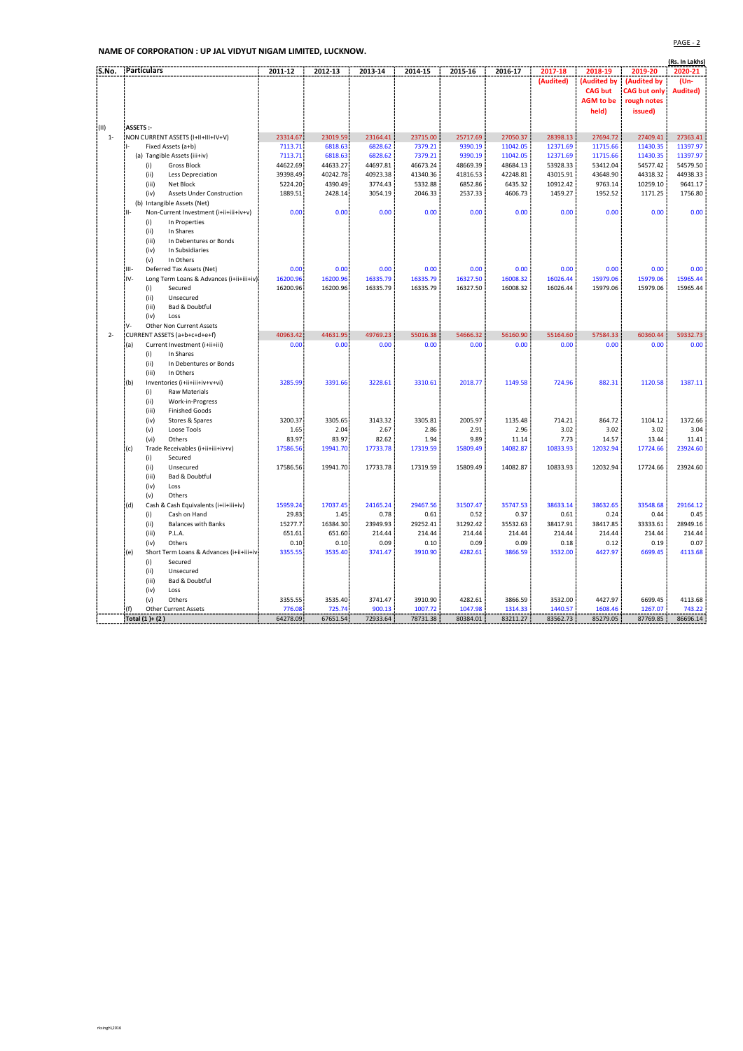**NAME OF CORPORATION : UP JAL VIDYUT NIGAM LIMITED, LUCKNOW.**

(Rs. In Lakhs)

| S.No. | Particulars | 2011-12 | 2012-13 | 2013-14 | 2014-15 | 2015-16 | 2016-17 | 2017-18 (Audited) | 2018-19 (Audited by CAG but AGM to be held) | 2019-20 (Audited by CAG but only rough notes issued) | 2020-21 (Un-Audited) |
|---|---|---|---|---|---|---|---|---|---|---|---|
| (II) | **ASSETS :-** | | | | | | | | | | |
| 1- | NON CURRENT ASSETS (I+II+III+IV+V) | 23314.67 | 23019.59 | 23164.41 | 23715.00 | 25717.69 | 27050.37 | 28398.13 | 27694.72 | 27409.41 | 27363.41 |
| | I- Fixed Assets (a+b) | 7113.71 | 6818.63 | 6828.62 | 7379.21 | 9390.19 | 11042.05 | 12371.69 | 11715.66 | 11430.35 | 11397.97 |
| | (a) Tangible Assets (iii+iv) | 7113.71 | 6818.63 | 6828.62 | 7379.21 | 9390.19 | 11042.05 | 12371.69 | 11715.66 | 11430.35 | 11397.97 |
| | (i) Gross Block | 44622.69 | 44633.27 | 44697.81 | 46673.24 | 48669.39 | 48684.13 | 53928.33 | 53412.04 | 54577.42 | 54579.50 |
| | (ii) Less Depreciation | 39398.49 | 40242.78 | 40923.38 | 41340.36 | 41816.53 | 42248.81 | 43015.91 | 43648.90 | 44318.32 | 44938.33 |
| | (iii) Net Block | 5224.20 | 4390.49 | 3774.43 | 5332.88 | 6852.86 | 6435.32 | 10912.42 | 9763.14 | 10259.10 | 9641.17 |
| | (iv) Assets Under Construction | 1889.51 | 2428.14 | 3054.19 | 2046.33 | 2537.33 | 4606.73 | 1459.27 | 1952.52 | 1171.25 | 1756.80 |
| | (b) Intangible Assets (Net) | | | | | | | | | | |
| | II- Non-Current Investment (i+ii+iii+iv+v) | 0.00 | 0.00 | 0.00 | 0.00 | 0.00 | 0.00 | 0.00 | 0.00 | 0.00 | 0.00 |
| | (i) In Properties | | | | | | | | | | |
| | (ii) In Shares | | | | | | | | | | |
| | (iii) In Debentures or Bonds | | | | | | | | | | |
| | (iv) In Subsidiaries | | | | | | | | | | |
| | (v) In Others | | | | | | | | | | |
| | III- Deferred Tax Assets (Net) | 0.00 | 0.00 | 0.00 | 0.00 | 0.00 | 0.00 | 0.00 | 0.00 | 0.00 | 0.00 |
| | IV- Long Term Loans & Advances (i+ii+iii+iv) | 16200.96 | 16200.96 | 16335.79 | 16335.79 | 16327.50 | 16008.32 | 16026.44 | 15979.06 | 15979.06 | 15965.44 |
| | (i) Secured | 16200.96 | 16200.96 | 16335.79 | 16335.79 | 16327.50 | 16008.32 | 16026.44 | 15979.06 | 15979.06 | 15965.44 |
| | (ii) Unsecured | | | | | | | | | | |
| | (iii) Bad & Doubtful | | | | | | | | | | |
| | (iv) Loss | | | | | | | | | | |
| | V- Other Non Current Assets | | | | | | | | | | |
| 2- | CURRENT ASSETS (a+b+c+d+e+f) | 40963.42 | 44631.95 | 49769.23 | 55016.38 | 54666.32 | 56160.90 | 55164.60 | 57584.33 | 60360.44 | 59332.73 |
| | (a) Current Investment (i+ii+iii) | 0.00 | 0.00 | 0.00 | 0.00 | 0.00 | 0.00 | 0.00 | 0.00 | 0.00 | 0.00 |
| | (i) In Shares | | | | | | | | | | |
| | (ii) In Debentures or Bonds | | | | | | | | | | |
| | (iii) In Others | | | | | | | | | | |
| | (b) Inventories (i+ii+iii+iv+v+vi) | 3285.99 | 3391.66 | 3228.61 | 3310.61 | 2018.77 | 1149.58 | 724.96 | 882.31 | 1120.58 | 1387.11 |
| | (i) Raw Materials | | | | | | | | | | |
| | (ii) Work-in-Progress | | | | | | | | | | |
| | (iii) Finished Goods | | | | | | | | | | |
| | (iv) Stores & Spares | 3200.37 | 3305.65 | 3143.32 | 3305.81 | 2005.97 | 1135.48 | 714.21 | 864.72 | 1104.12 | 1372.66 |
| | (v) Loose Tools | 1.65 | 2.04 | 2.67 | 2.86 | 2.91 | 2.96 | 3.02 | 3.02 | 3.02 | 3.04 |
| | (vi) Others | 83.97 | 83.97 | 82.62 | 1.94 | 9.89 | 11.14 | 7.73 | 14.57 | 13.44 | 11.41 |
| | (c) Trade Receivables (i+ii+iii+iv+v) | 17586.56 | 19941.70 | 17733.78 | 17319.59 | 15809.49 | 14082.87 | 10833.93 | 12032.94 | 17724.66 | 23924.60 |
| | (i) Secured | | | | | | | | | | |
| | (ii) Unsecured | 17586.56 | 19941.70 | 17733.78 | 17319.59 | 15809.49 | 14082.87 | 10833.93 | 12032.94 | 17724.66 | 23924.60 |
| | (iii) Bad & Doubtful | | | | | | | | | | |
| | (iv) Loss | | | | | | | | | | |
| | (v) Others | | | | | | | | | | |
| | (d) Cash & Cash Equivalents (i+ii+iii+iv) | 15959.24 | 17037.45 | 24165.24 | 29467.56 | 31507.47 | 35747.53 | 38633.14 | 38632.65 | 33548.68 | 29164.12 |
| | (i) Cash on Hand | 29.83 | 1.45 | 0.78 | 0.61 | 0.52 | 0.37 | 0.61 | 0.24 | 0.44 | 0.45 |
| | (ii) Balances with Banks | 15277.7 | 16384.30 | 23949.93 | 29252.41 | 31292.42 | 35532.63 | 38417.91 | 38417.85 | 33333.61 | 28949.16 |
| | (iii) P.L.A. | 651.61 | 651.60 | 214.44 | 214.44 | 214.44 | 214.44 | 214.44 | 214.44 | 214.44 | 214.44 |
| | (iv) Others | 0.10 | 0.10 | 0.09 | 0.10 | 0.09 | 0.09 | 0.18 | 0.12 | 0.19 | 0.07 |
| | (e) Short Term Loans & Advances (i+ii+iii+iv+v) | 3355.55 | 3535.40 | 3741.47 | 3910.90 | 4282.61 | 3866.59 | 3532.00 | 4427.97 | 6699.45 | 4113.68 |
| | (i) Secured | | | | | | | | | | |
| | (ii) Unsecured | | | | | | | | | | |
| | (iii) Bad & Doubtful | | | | | | | | | | |
| | (iv) Loss | | | | | | | | | | |
| | (v) Others | 3355.55 | 3535.40 | 3741.47 | 3910.90 | 4282.61 | 3866.59 | 3532.00 | 4427.97 | 6699.45 | 4113.68 |
| | (f) Other Current Assets | 776.08 | 725.74 | 900.13 | 1007.72 | 1047.98 | 1314.33 | 1440.57 | 1608.46 | 1267.07 | 743.22 |
| | **Total (1 )+ (2 )** | 64278.09 | 67651.54 | 72933.64 | 78731.38 | 80384.01 | 83211.27 | 83562.73 | 85279.05 | 87769.85 | 86696.14 |

rksingh\2016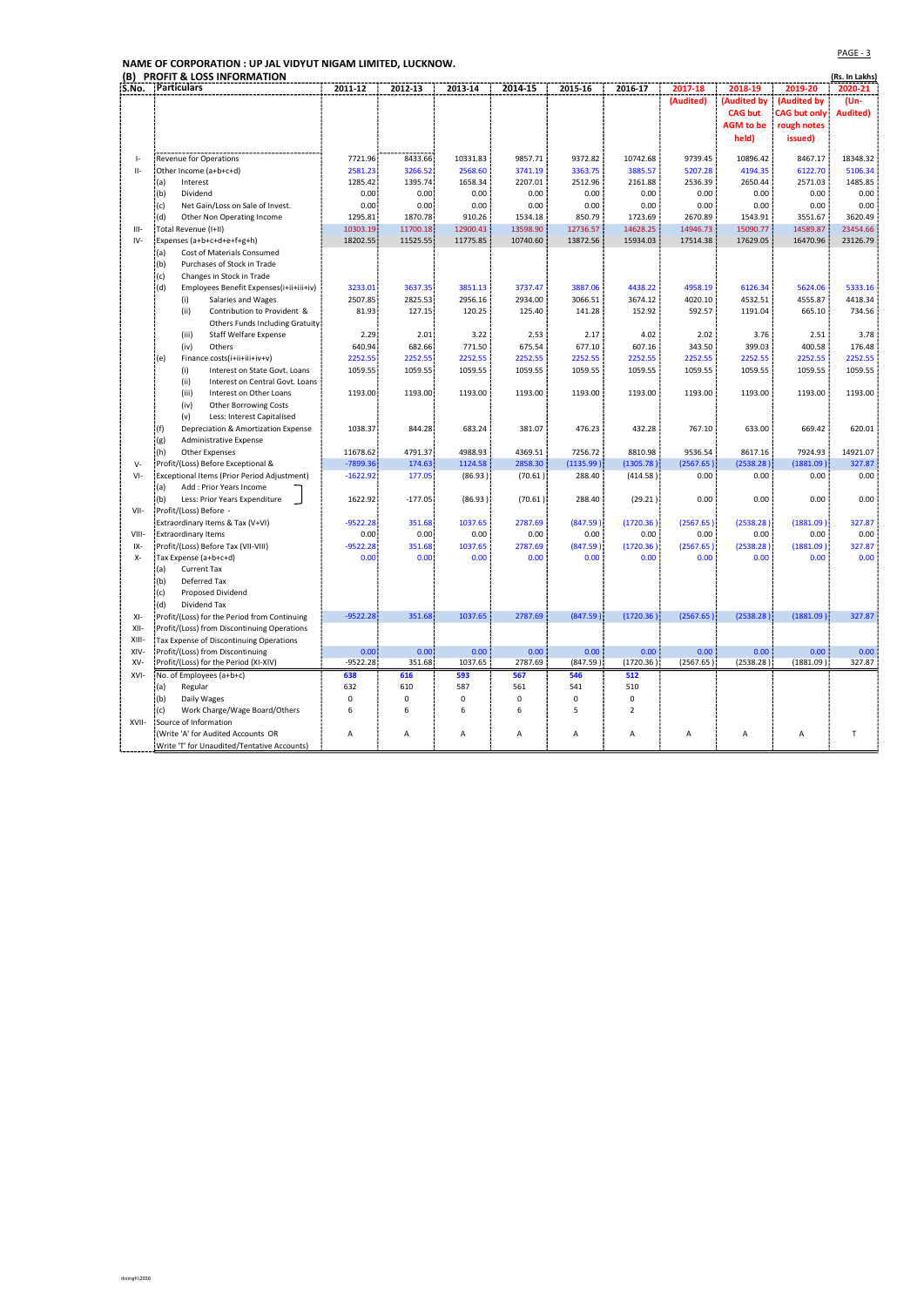**NAME OF CORPORATION : UP JAL VIDYUT NIGAM LIMITED, LUCKNOW.**

**(B) PROFIT & LOSS INFORMATION**

(Rs. In Lakhs)

| S.No. | Particulars | 2011-12 | 2012-13 | 2013-14 | 2014-15 | 2015-16 | 2016-17 | 2017-18 (Audited) | 2018-19 (Audited by CAG but AGM to be held) | 2019-20 (Audited by CAG but only rough notes issued) | 2020-21 (Un-Audited) |
|---|---|---|---|---|---|---|---|---|---|---|---|
| I- | Revenue for Operations | 7721.96 | 8433.66 | 10331.83 | 9857.71 | 9372.82 | 10742.68 | 9739.45 | 10896.42 | 8467.17 | 18348.32 |
| II- | Other Income (a+b+c+d) | 2581.23 | 3266.52 | 2568.60 | 3741.19 | 3363.75 | 3885.57 | 5207.28 | 4194.35 | 6122.70 | 5106.34 |
| | (a) Interest | 1285.42 | 1395.74 | 1658.34 | 2207.01 | 2512.96 | 2161.88 | 2536.39 | 2650.44 | 2571.03 | 1485.85 |
| | (b) Dividend | 0.00 | 0.00 | 0.00 | 0.00 | 0.00 | 0.00 | 0.00 | 0.00 | 0.00 | 0.00 |
| | (c) Net Gain/Loss on Sale of Invest. | 0.00 | 0.00 | 0.00 | 0.00 | 0.00 | 0.00 | 0.00 | 0.00 | 0.00 | 0.00 |
| | (d) Other Non Operating Income | 1295.81 | 1870.78 | 910.26 | 1534.18 | 850.79 | 1723.69 | 2670.89 | 1543.91 | 3551.67 | 3620.49 |
| III- | Total Revenue (I+II) | 10303.19 | 11700.18 | 12900.43 | 13598.90 | 12736.57 | 14628.25 | 14946.73 | 15090.77 | 14589.87 | 23454.66 |
| IV- | Expenses (a+b+c+d+e+f+g+h) | 18202.55 | 11525.55 | 11775.85 | 10740.60 | 13872.56 | 15934.03 | 17514.38 | 17629.05 | 16470.96 | 23126.79 |
| | (a) Cost of Materials Consumed | | | | | | | | | | |
| | (b) Purchases of Stock in Trade | | | | | | | | | | |
| | (c) Changes in Stock in Trade | | | | | | | | | | |
| | (d) Employees Benefit Expenses(i+ii+iii+iv) | 3233.01 | 3637.35 | 3851.13 | 3737.47 | 3887.06 | 4438.22 | 4958.19 | 6126.34 | 5624.06 | 5333.16 |
| | (i) Salaries and Wages | 2507.85 | 2825.53 | 2956.16 | 2934.00 | 3066.51 | 3674.12 | 4020.10 | 4532.51 | 4555.87 | 4418.34 |
| | (ii) Contribution to Provident & Others Funds Including Gratuity | 81.93 | 127.15 | 120.25 | 125.40 | 141.28 | 152.92 | 592.57 | 1191.04 | 665.10 | 734.56 |
| | (iii) Staff Welfare Expense | 2.29 | 2.01 | 3.22 | 2.53 | 2.17 | 4.02 | 2.02 | 3.76 | 2.51 | 3.78 |
| | (iv) Others | 640.94 | 682.66 | 771.50 | 675.54 | 677.10 | 607.16 | 343.50 | 399.03 | 400.58 | 176.48 |
| | (e) Finance costs(i+ii+iii+iv+v) | 2252.55 | 2252.55 | 2252.55 | 2252.55 | 2252.55 | 2252.55 | 2252.55 | 2252.55 | 2252.55 | 2252.55 |
| | (i) Interest on State Govt. Loans | 1059.55 | 1059.55 | 1059.55 | 1059.55 | 1059.55 | 1059.55 | 1059.55 | 1059.55 | 1059.55 | 1059.55 |
| | (ii) Interest on Central Govt. Loans | | | | | | | | | | |
| | (iii) Interest on Other Loans | 1193.00 | 1193.00 | 1193.00 | 1193.00 | 1193.00 | 1193.00 | 1193.00 | 1193.00 | 1193.00 | 1193.00 |
| | (iv) Other Borrowing Costs | | | | | | | | | | |
| | (v) Less: Interest Capitalised | | | | | | | | | | |
| | (f) Depreciation & Amortization Expense | 1038.37 | 844.28 | 683.24 | 381.07 | 476.23 | 432.28 | 767.10 | 633.00 | 669.42 | 620.01 |
| | (g) Administrative Expense | | | | | | | | | | |
| | (h) Other Expenses | 11678.62 | 4791.37 | 4988.93 | 4369.51 | 7256.72 | 8810.98 | 9536.54 | 8617.16 | 7924.93 | 14921.07 |
| V- | Profit/(Loss) Before Exceptional & | -7899.36 | 174.63 | 1124.58 | 2858.30 | (1135.99) | (1305.78) | (2567.65) | (2538.28) | (1881.09) | 327.87 |
| VI- | Exceptional Items (Prior Period Adjustment) | -1622.92 | 177.05 | (86.93) | (70.61) | 288.40 | (414.58) | 0.00 | 0.00 | 0.00 | 0.00 |
| | (a) Add : Prior Years Income | | | | | | | | | | |
| | (b) Less: Prior Years Expenditure | 1622.92 | -177.05 | (86.93) | (70.61) | 288.40 | (29.21) | 0.00 | 0.00 | 0.00 | 0.00 |
| VII- | Profit/(Loss) Before - Extraordinary Items & Tax (V+VI) | -9522.28 | 351.68 | 1037.65 | 2787.69 | (847.59) | (1720.36) | (2567.65) | (2538.28) | (1881.09) | 327.87 |
| VIII- | Extraordinary Items | 0.00 | 0.00 | 0.00 | 0.00 | 0.00 | 0.00 | 0.00 | 0.00 | 0.00 | 0.00 |
| IX- | Profit/(Loss) Before Tax (VII-VIII) | -9522.28 | 351.68 | 1037.65 | 2787.69 | (847.59) | (1720.36) | (2567.65) | (2538.28) | (1881.09) | 327.87 |
| X- | Tax Expense (a+b+c+d) | 0.00 | 0.00 | 0.00 | 0.00 | 0.00 | 0.00 | 0.00 | 0.00 | 0.00 | 0.00 |
| | (a) Current Tax | | | | | | | | | | |
| | (b) Deferred Tax | | | | | | | | | | |
| | (c) Proposed Dividend | | | | | | | | | | |
| | (d) Dividend Tax | | | | | | | | | | |
| XI- | Profit/(Loss) for the Period from Continuing | -9522.28 | 351.68 | 1037.65 | 2787.69 | (847.59) | (1720.36) | (2567.65) | (2538.28) | (1881.09) | 327.87 |
| XII- | Profit/(Loss) from Discontinuing Operations | | | | | | | | | | |
| XIII- | Tax Expense of Discontinuing Operations | | | | | | | | | | |
| XIV- | Profit/(Loss) from Discontinuing | 0.00 | 0.00 | 0.00 | 0.00 | 0.00 | 0.00 | 0.00 | 0.00 | 0.00 | 0.00 |
| XV- | Profit/(Loss) for the Period (XI-XIV) | -9522.28 | 351.68 | 1037.65 | 2787.69 | (847.59) | (1720.36) | (2567.65) | (2538.28) | (1881.09) | 327.87 |
| XVI- | No. of Employees (a+b+c) | 638 | 616 | 593 | 567 | 546 | 512 | | | | |
| | (a) Regular | 632 | 610 | 587 | 561 | 541 | 510 | | | | |
| | (b) Daily Wages | 0 | 0 | 0 | 0 | 0 | 0 | | | | |
| | (c) Work Charge/Wage Board/Others | 6 | 6 | 6 | 6 | 5 | 2 | | | | |
| XVII- | Source of Information (Write 'A' for Audited Accounts OR Write 'T' for Unaudited/Tentative Accounts) | A | A | A | A | A | A | A | A | A | T |

rksingh\2016